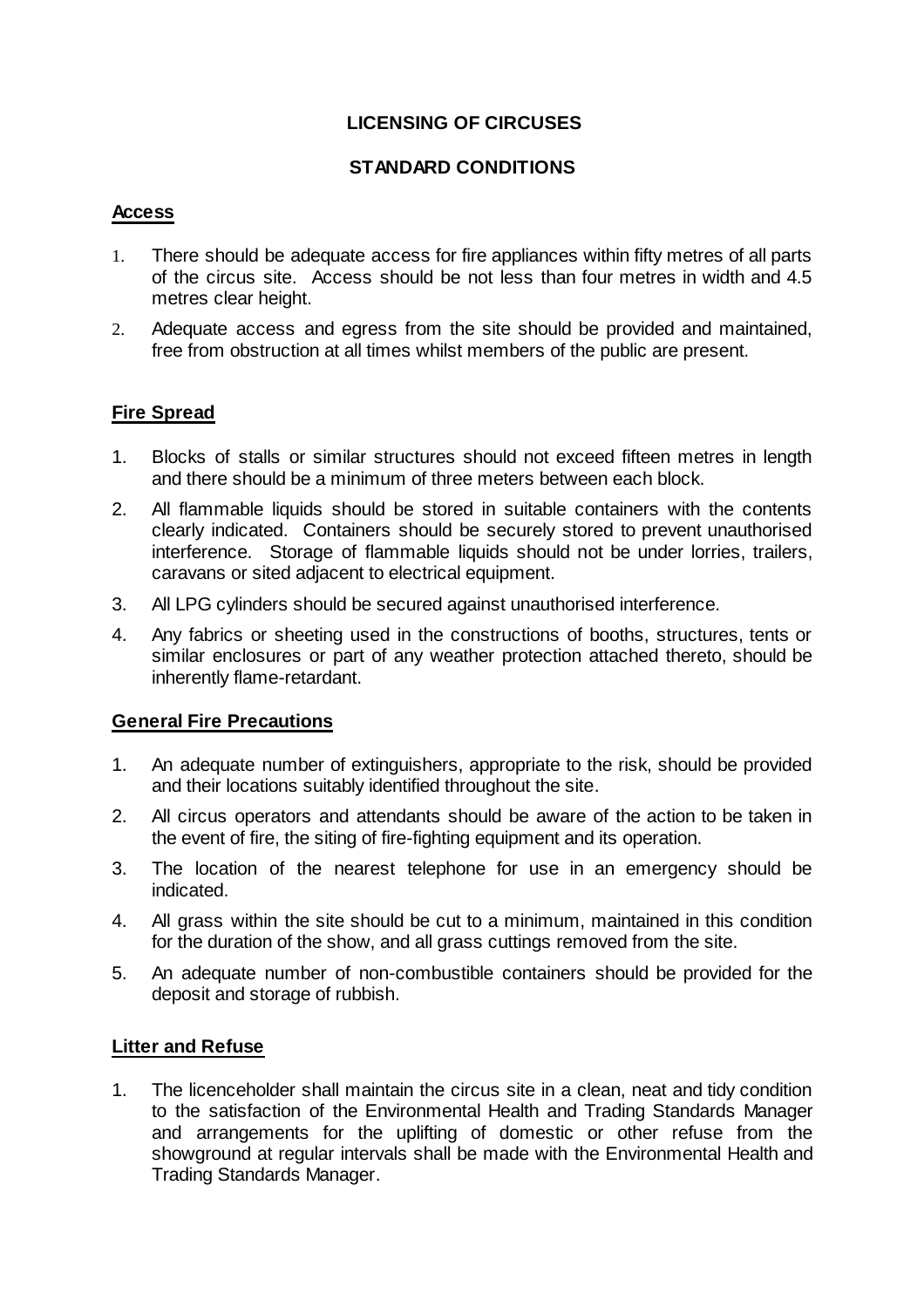# LICENSING OF CIRCUSES

## STANDARD CONDITIONS

### Access

1. There should be adequate access for fire appliances within fifty metres of all parts of the circus site. Access should be not less than four metres in width and 4.5 metres clear height.
2. Adequate access and egress from the site should be provided and maintained, free from obstruction at all times whilst members of the public are present.

### Fire Spread

1. Blocks of stalls or similar structures should not exceed fifteen metres in length and there should be a minimum of three meters between each block.
2. All flammable liquids should be stored in suitable containers with the contents clearly indicated. Containers should be securely stored to prevent unauthorised interference. Storage of flammable liquids should not be under lorries, trailers, caravans or sited adjacent to electrical equipment.
3. All LPG cylinders should be secured against unauthorised interference.
4. Any fabrics or sheeting used in the constructions of booths, structures, tents or similar enclosures or part of any weather protection attached thereto, should be inherently flame-retardant.

### General Fire Precautions

1. An adequate number of extinguishers, appropriate to the risk, should be provided and their locations suitably identified throughout the site.
2. All circus operators and attendants should be aware of the action to be taken in the event of fire, the siting of fire-fighting equipment and its operation.
3. The location of the nearest telephone for use in an emergency should be indicated.
4. All grass within the site should be cut to a minimum, maintained in this condition for the duration of the show, and all grass cuttings removed from the site.
5. An adequate number of non-combustible containers should be provided for the deposit and storage of rubbish.

### Litter and Refuse

1. The licenceholder shall maintain the circus site in a clean, neat and tidy condition to the satisfaction of the Environmental Health and Trading Standards Manager and arrangements for the uplifting of domestic or other refuse from the showground at regular intervals shall be made with the Environmental Health and Trading Standards Manager.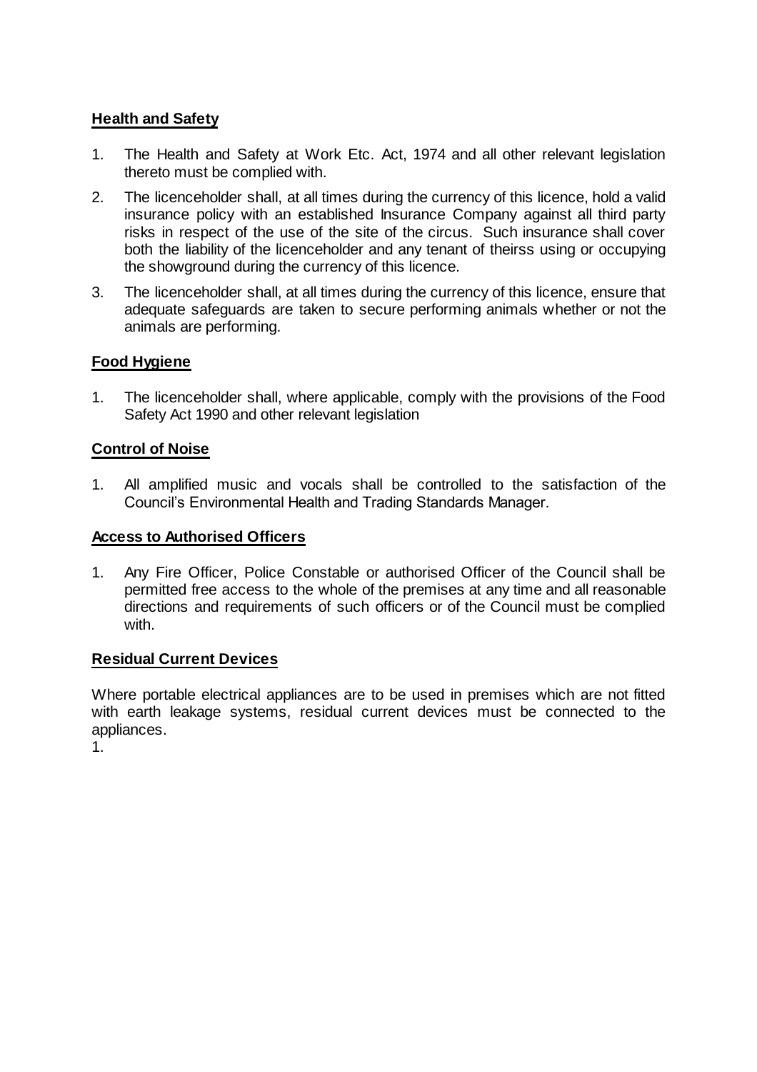**Health and Safety**

1. The Health and Safety at Work Etc. Act, 1974 and all other relevant legislation thereto must be complied with.
2. The licenceholder shall, at all times during the currency of this licence, hold a valid insurance policy with an established Insurance Company against all third party risks in respect of the use of the site of the circus. Such insurance shall cover both the liability of the licenceholder and any tenant of theirss using or occupying the showground during the currency of this licence.
3. The licenceholder shall, at all times during the currency of this licence, ensure that adequate safeguards are taken to secure performing animals whether or not the animals are performing.

**Food Hygiene**

1. The licenceholder shall, where applicable, comply with the provisions of the Food Safety Act 1990 and other relevant legislation

**Control of Noise**

1. All amplified music and vocals shall be controlled to the satisfaction of the Council's Environmental Health and Trading Standards Manager.

**Access to Authorised Officers**

1. Any Fire Officer, Police Constable or authorised Officer of the Council shall be permitted free access to the whole of the premises at any time and all reasonable directions and requirements of such officers or of the Council must be complied with.

**Residual Current Devices**

Where portable electrical appliances are to be used in premises which are not fitted with earth leakage systems, residual current devices must be connected to the appliances.

1.